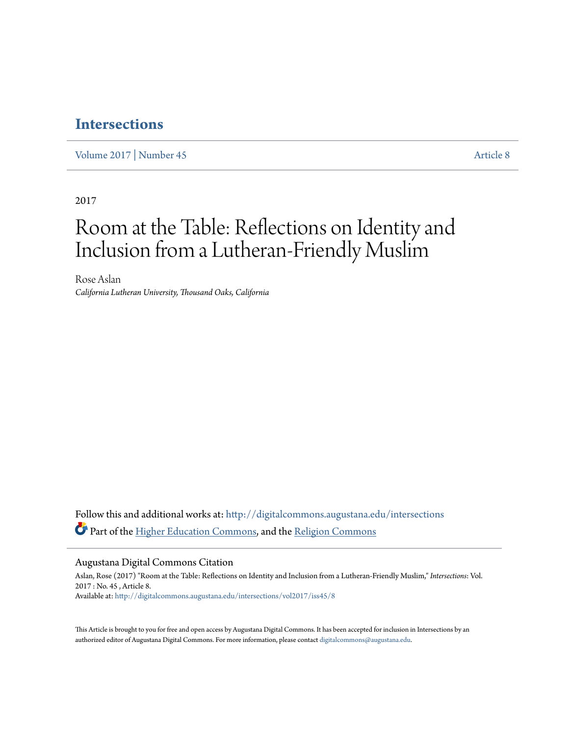# Intersections

Volume 2017 | Number 45 — Article 8

2017

## Room at the Table: Reflections on Identity and Inclusion from a Lutheran-Friendly Muslim

Rose Aslan

*California Lutheran University, Thousand Oaks, California*

Follow this and additional works at: http://digitalcommons.augustana.edu/intersections

Part of the Higher Education Commons, and the Religion Commons

### Augustana Digital Commons Citation

Aslan, Rose (2017) "Room at the Table: Reflections on Identity and Inclusion from a Lutheran-Friendly Muslim," *Intersections*: Vol. 2017 : No. 45 , Article 8.
Available at: http://digitalcommons.augustana.edu/intersections/vol2017/iss45/8

This Article is brought to you for free and open access by Augustana Digital Commons. It has been accepted for inclusion in Intersections by an authorized editor of Augustana Digital Commons. For more information, please contact digitalcommons@augustana.edu.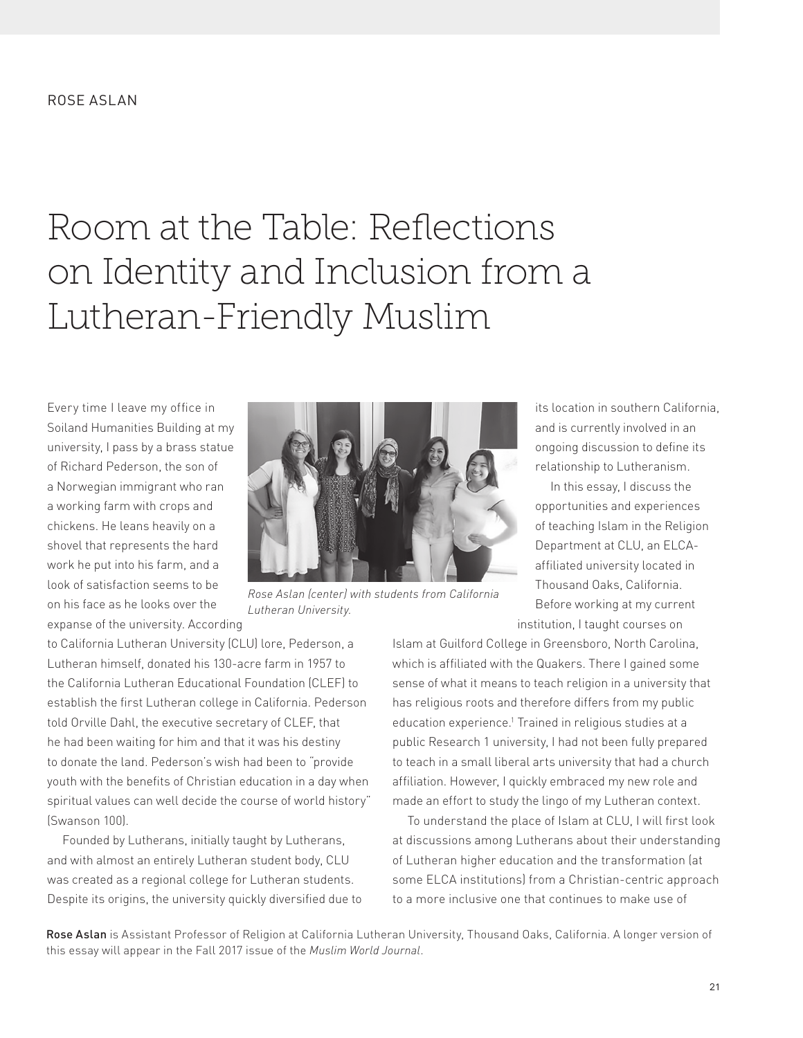ROSE ASLAN

# Room at the Table: Reflections on Identity and Inclusion from a Lutheran-Friendly Muslim

Every time I leave my office in Soiland Humanities Building at my university, I pass by a brass statue of Richard Pederson, the son of a Norwegian immigrant who ran a working farm with crops and chickens. He leans heavily on a shovel that represents the hard work he put into his farm, and a look of satisfaction seems to be on his face as he looks over the expanse of the university. According to California Lutheran University (CLU) lore, Pederson, a Lutheran himself, donated his 130-acre farm in 1957 to the California Lutheran Educational Foundation (CLEF) to establish the first Lutheran college in California. Pederson told Orville Dahl, the executive secretary of CLEF, that he had been waiting for him and that it was his destiny to donate the land. Pederson's wish had been to "provide youth with the benefits of Christian education in a day when spiritual values can well decide the course of world history" (Swanson 100).

*Rose Aslan (center) with students from California Lutheran University.*

Founded by Lutherans, initially taught by Lutherans, and with almost an entirely Lutheran student body, CLU was created as a regional college for Lutheran students. Despite its origins, the university quickly diversified due to its location in southern California, and is currently involved in an ongoing discussion to define its relationship to Lutheranism.

In this essay, I discuss the opportunities and experiences of teaching Islam in the Religion Department at CLU, an ELCA-affiliated university located in Thousand Oaks, California. Before working at my current institution, I taught courses on Islam at Guilford College in Greensboro, North Carolina, which is affiliated with the Quakers. There I gained some sense of what it means to teach religion in a university that has religious roots and therefore differs from my public education experience.[1] Trained in religious studies at a public Research 1 university, I had not been fully prepared to teach in a small liberal arts university that had a church affiliation. However, I quickly embraced my new role and made an effort to study the lingo of my Lutheran context.

To understand the place of Islam at CLU, I will first look at discussions among Lutherans about their understanding of Lutheran higher education and the transformation (at some ELCA institutions) from a Christian-centric approach to a more inclusive one that continues to make use of

Rose Aslan is Assistant Professor of Religion at California Lutheran University, Thousand Oaks, California. A longer version of this essay will appear in the Fall 2017 issue of the *Muslim World Journal*.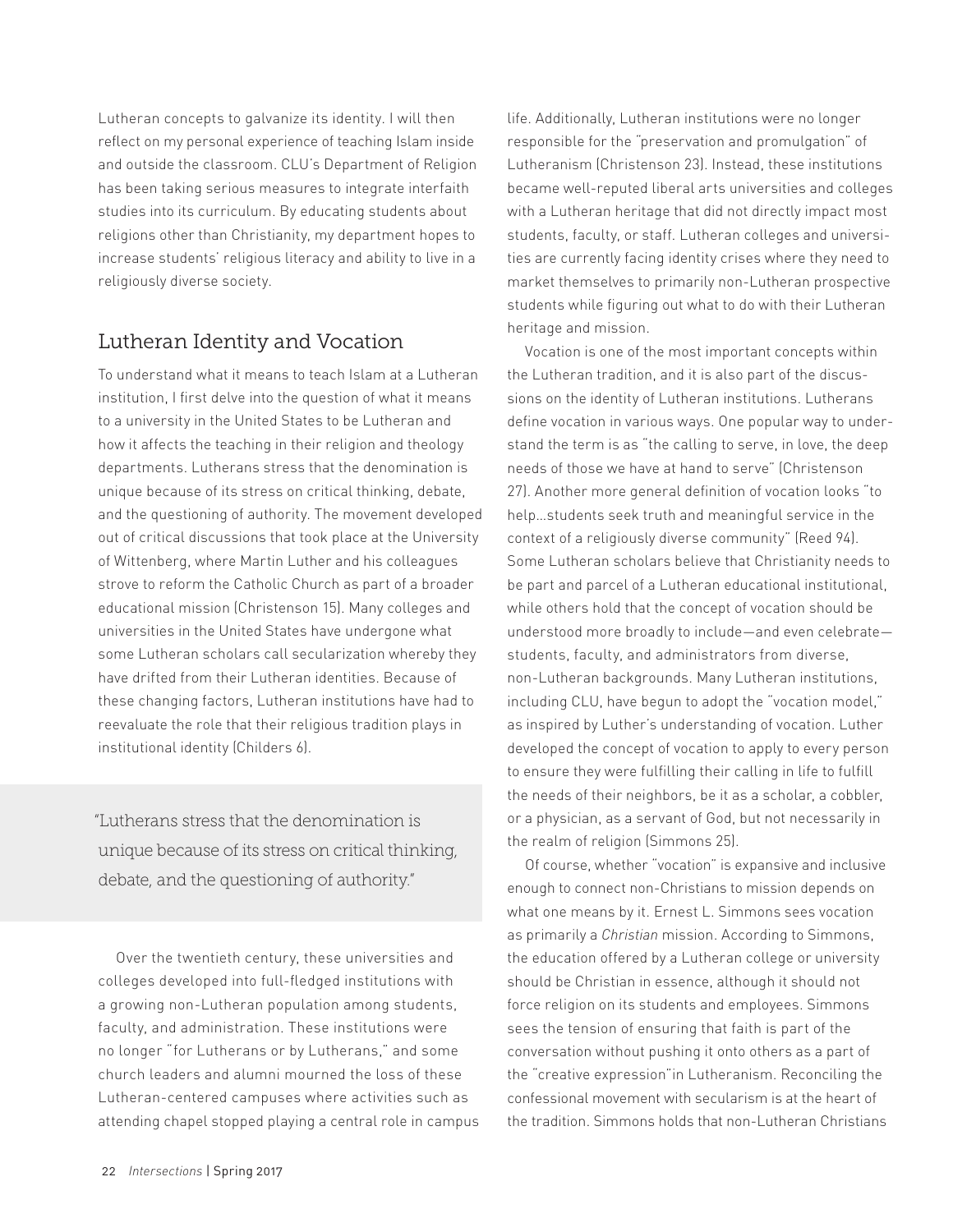Lutheran concepts to galvanize its identity. I will then reflect on my personal experience of teaching Islam inside and outside the classroom. CLU's Department of Religion has been taking serious measures to integrate interfaith studies into its curriculum. By educating students about religions other than Christianity, my department hopes to increase students' religious literacy and ability to live in a religiously diverse society.

## Lutheran Identity and Vocation

To understand what it means to teach Islam at a Lutheran institution, I first delve into the question of what it means to a university in the United States to be Lutheran and how it affects the teaching in their religion and theology departments. Lutherans stress that the denomination is unique because of its stress on critical thinking, debate, and the questioning of authority. The movement developed out of critical discussions that took place at the University of Wittenberg, where Martin Luther and his colleagues strove to reform the Catholic Church as part of a broader educational mission (Christenson 15). Many colleges and universities in the United States have undergone what some Lutheran scholars call secularization whereby they have drifted from their Lutheran identities. Because of these changing factors, Lutheran institutions have had to reevaluate the role that their religious tradition plays in institutional identity (Childers 6).

> "Lutherans stress that the denomination is unique because of its stress on critical thinking, debate, and the questioning of authority."

Over the twentieth century, these universities and colleges developed into full-fledged institutions with a growing non-Lutheran population among students, faculty, and administration. These institutions were no longer "for Lutherans or by Lutherans," and some church leaders and alumni mourned the loss of these Lutheran-centered campuses where activities such as attending chapel stopped playing a central role in campus life. Additionally, Lutheran institutions were no longer responsible for the "preservation and promulgation" of Lutheranism (Christenson 23). Instead, these institutions became well-reputed liberal arts universities and colleges with a Lutheran heritage that did not directly impact most students, faculty, or staff. Lutheran colleges and universities are currently facing identity crises where they need to market themselves to primarily non-Lutheran prospective students while figuring out what to do with their Lutheran heritage and mission.

Vocation is one of the most important concepts within the Lutheran tradition, and it is also part of the discussions on the identity of Lutheran institutions. Lutherans define vocation in various ways. One popular way to understand the term is as "the calling to serve, in love, the deep needs of those we have at hand to serve" (Christenson 27). Another more general definition of vocation looks "to help...students seek truth and meaningful service in the context of a religiously diverse community" (Reed 94). Some Lutheran scholars believe that Christianity needs to be part and parcel of a Lutheran educational institutional, while others hold that the concept of vocation should be understood more broadly to include—and even celebrate—students, faculty, and administrators from diverse, non-Lutheran backgrounds. Many Lutheran institutions, including CLU, have begun to adopt the "vocation model," as inspired by Luther's understanding of vocation. Luther developed the concept of vocation to apply to every person to ensure they were fulfilling their calling in life to fulfill the needs of their neighbors, be it as a scholar, a cobbler, or a physician, as a servant of God, but not necessarily in the realm of religion (Simmons 25).

Of course, whether "vocation" is expansive and inclusive enough to connect non-Christians to mission depends on what one means by it. Ernest L. Simmons sees vocation as primarily a *Christian* mission. According to Simmons, the education offered by a Lutheran college or university should be Christian in essence, although it should not force religion on its students and employees. Simmons sees the tension of ensuring that faith is part of the conversation without pushing it onto others as a part of the "creative expression"in Lutheranism. Reconciling the confessional movement with secularism is at the heart of the tradition. Simmons holds that non-Lutheran Christians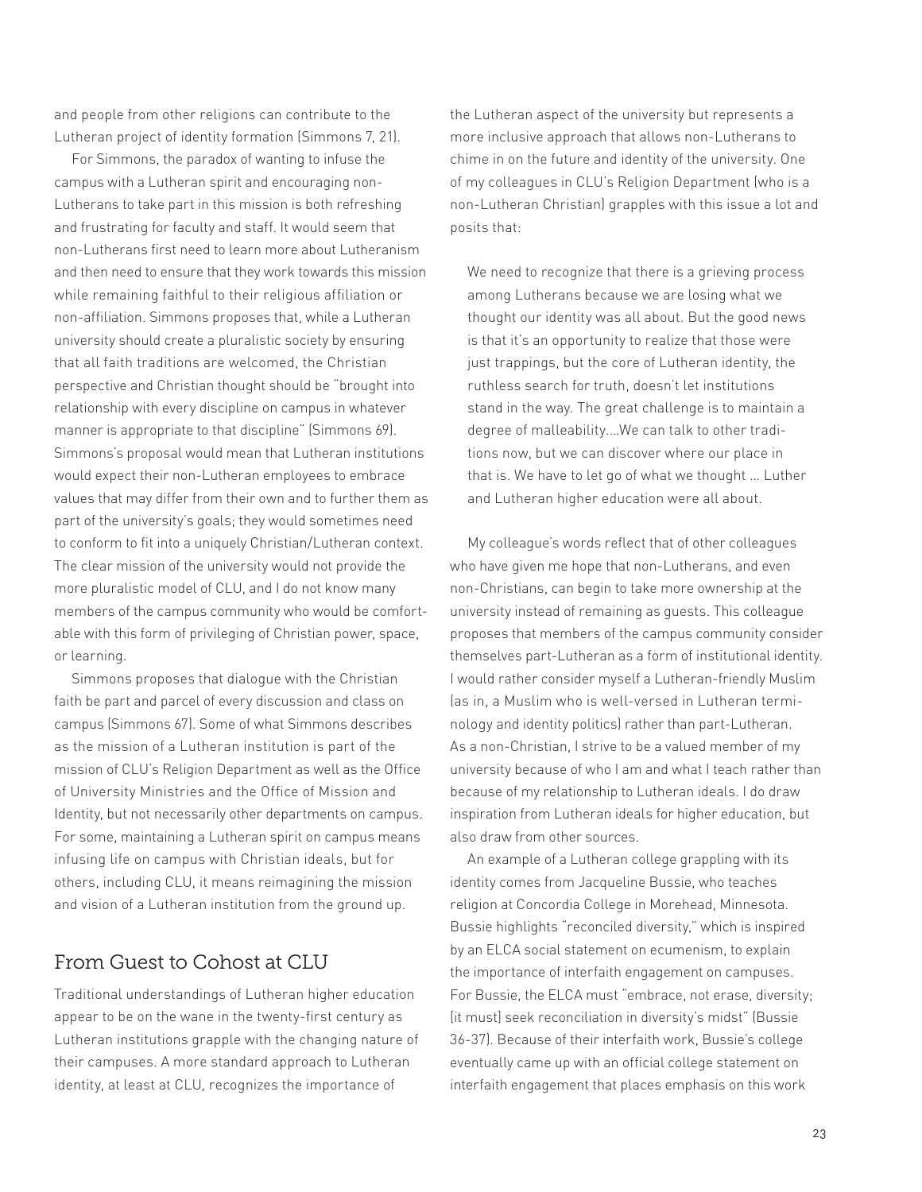and people from other religions can contribute to the Lutheran project of identity formation (Simmons 7, 21).

For Simmons, the paradox of wanting to infuse the campus with a Lutheran spirit and encouraging non-Lutherans to take part in this mission is both refreshing and frustrating for faculty and staff. It would seem that non-Lutherans first need to learn more about Lutheranism and then need to ensure that they work towards this mission while remaining faithful to their religious affiliation or non-affiliation. Simmons proposes that, while a Lutheran university should create a pluralistic society by ensuring that all faith traditions are welcomed, the Christian perspective and Christian thought should be "brought into relationship with every discipline on campus in whatever manner is appropriate to that discipline" (Simmons 69). Simmons's proposal would mean that Lutheran institutions would expect their non-Lutheran employees to embrace values that may differ from their own and to further them as part of the university's goals; they would sometimes need to conform to fit into a uniquely Christian/Lutheran context. The clear mission of the university would not provide the more pluralistic model of CLU, and I do not know many members of the campus community who would be comfortable with this form of privileging of Christian power, space, or learning.

Simmons proposes that dialogue with the Christian faith be part and parcel of every discussion and class on campus (Simmons 67). Some of what Simmons describes as the mission of a Lutheran institution is part of the mission of CLU's Religion Department as well as the Office of University Ministries and the Office of Mission and Identity, but not necessarily other departments on campus. For some, maintaining a Lutheran spirit on campus means infusing life on campus with Christian ideals, but for others, including CLU, it means reimagining the mission and vision of a Lutheran institution from the ground up.

## From Guest to Cohost at CLU

Traditional understandings of Lutheran higher education appear to be on the wane in the twenty-first century as Lutheran institutions grapple with the changing nature of their campuses. A more standard approach to Lutheran identity, at least at CLU, recognizes the importance of the Lutheran aspect of the university but represents a more inclusive approach that allows non-Lutherans to chime in on the future and identity of the university. One of my colleagues in CLU's Religion Department (who is a non-Lutheran Christian) grapples with this issue a lot and posits that:

> We need to recognize that there is a grieving process among Lutherans because we are losing what we thought our identity was all about. But the good news is that it's an opportunity to realize that those were just trappings, but the core of Lutheran identity, the ruthless search for truth, doesn't let institutions stand in the way. The great challenge is to maintain a degree of malleability....We can talk to other traditions now, but we can discover where our place in that is. We have to let go of what we thought ... Luther and Lutheran higher education were all about.

My colleague's words reflect that of other colleagues who have given me hope that non-Lutherans, and even non-Christians, can begin to take more ownership at the university instead of remaining as guests. This colleague proposes that members of the campus community consider themselves part-Lutheran as a form of institutional identity. I would rather consider myself a Lutheran-friendly Muslim (as in, a Muslim who is well-versed in Lutheran terminology and identity politics) rather than part-Lutheran. As a non-Christian, I strive to be a valued member of my university because of who I am and what I teach rather than because of my relationship to Lutheran ideals. I do draw inspiration from Lutheran ideals for higher education, but also draw from other sources.

An example of a Lutheran college grappling with its identity comes from Jacqueline Bussie, who teaches religion at Concordia College in Morehead, Minnesota. Bussie highlights "reconciled diversity," which is inspired by an ELCA social statement on ecumenism, to explain the importance of interfaith engagement on campuses. For Bussie, the ELCA must "embrace, not erase, diversity; [it must] seek reconciliation in diversity's midst" (Bussie 36-37). Because of their interfaith work, Bussie's college eventually came up with an official college statement on interfaith engagement that places emphasis on this work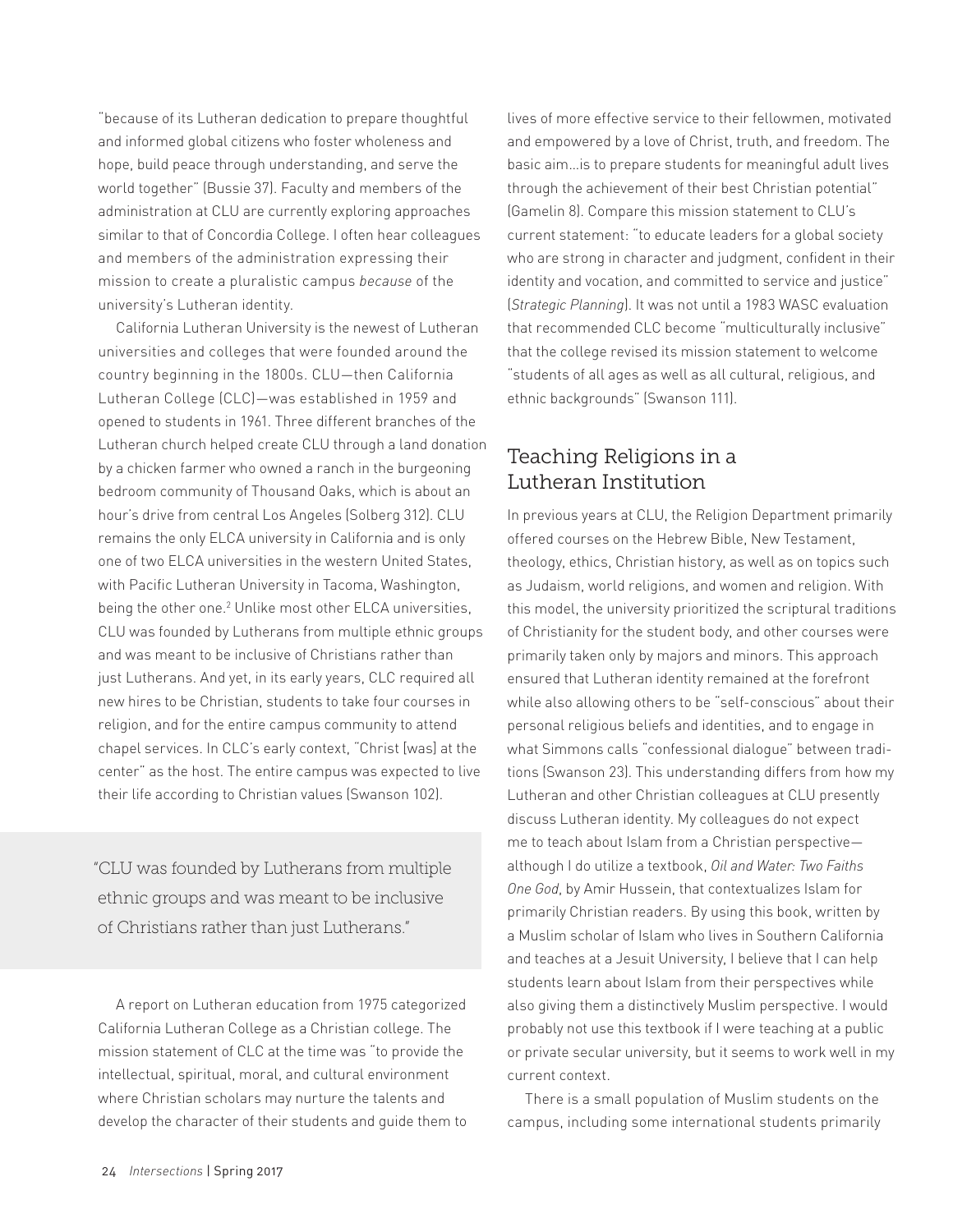"because of its Lutheran dedication to prepare thoughtful and informed global citizens who foster wholeness and hope, build peace through understanding, and serve the world together" (Bussie 37). Faculty and members of the administration at CLU are currently exploring approaches similar to that of Concordia College. I often hear colleagues and members of the administration expressing their mission to create a pluralistic campus *because* of the university's Lutheran identity.

California Lutheran University is the newest of Lutheran universities and colleges that were founded around the country beginning in the 1800s. CLU—then California Lutheran College (CLC)—was established in 1959 and opened to students in 1961. Three different branches of the Lutheran church helped create CLU through a land donation by a chicken farmer who owned a ranch in the burgeoning bedroom community of Thousand Oaks, which is about an hour's drive from central Los Angeles (Solberg 312). CLU remains the only ELCA university in California and is only one of two ELCA universities in the western United States, with Pacific Lutheran University in Tacoma, Washington, being the other one.[2] Unlike most other ELCA universities, CLU was founded by Lutherans from multiple ethnic groups and was meant to be inclusive of Christians rather than just Lutherans. And yet, in its early years, CLC required all new hires to be Christian, students to take four courses in religion, and for the entire campus community to attend chapel services. In CLC's early context, "Christ [was] at the center" as the host. The entire campus was expected to live their life according to Christian values (Swanson 102).

> "CLU was founded by Lutherans from multiple ethnic groups and was meant to be inclusive of Christians rather than just Lutherans."

A report on Lutheran education from 1975 categorized California Lutheran College as a Christian college. The mission statement of CLC at the time was "to provide the intellectual, spiritual, moral, and cultural environment where Christian scholars may nurture the talents and develop the character of their students and guide them to lives of more effective service to their fellowmen, motivated and empowered by a love of Christ, truth, and freedom. The basic aim…is to prepare students for meaningful adult lives through the achievement of their best Christian potential" (Gamelin 8). Compare this mission statement to CLU's current statement: "to educate leaders for a global society who are strong in character and judgment, confident in their identity and vocation, and committed to service and justice" (*Strategic Planning*). It was not until a 1983 WASC evaluation that recommended CLC become "multiculturally inclusive" that the college revised its mission statement to welcome "students of all ages as well as all cultural, religious, and ethnic backgrounds" (Swanson 111).

## Teaching Religions in a Lutheran Institution

In previous years at CLU, the Religion Department primarily offered courses on the Hebrew Bible, New Testament, theology, ethics, Christian history, as well as on topics such as Judaism, world religions, and women and religion. With this model, the university prioritized the scriptural traditions of Christianity for the student body, and other courses were primarily taken only by majors and minors. This approach ensured that Lutheran identity remained at the forefront while also allowing others to be "self-conscious" about their personal religious beliefs and identities, and to engage in what Simmons calls "confessional dialogue" between traditions (Swanson 23). This understanding differs from how my Lutheran and other Christian colleagues at CLU presently discuss Lutheran identity. My colleagues do not expect me to teach about Islam from a Christian perspective—although I do utilize a textbook, *Oil and Water: Two Faiths One God*, by Amir Hussein, that contextualizes Islam for primarily Christian readers. By using this book, written by a Muslim scholar of Islam who lives in Southern California and teaches at a Jesuit University, I believe that I can help students learn about Islam from their perspectives while also giving them a distinctively Muslim perspective. I would probably not use this textbook if I were teaching at a public or private secular university, but it seems to work well in my current context.

There is a small population of Muslim students on the campus, including some international students primarily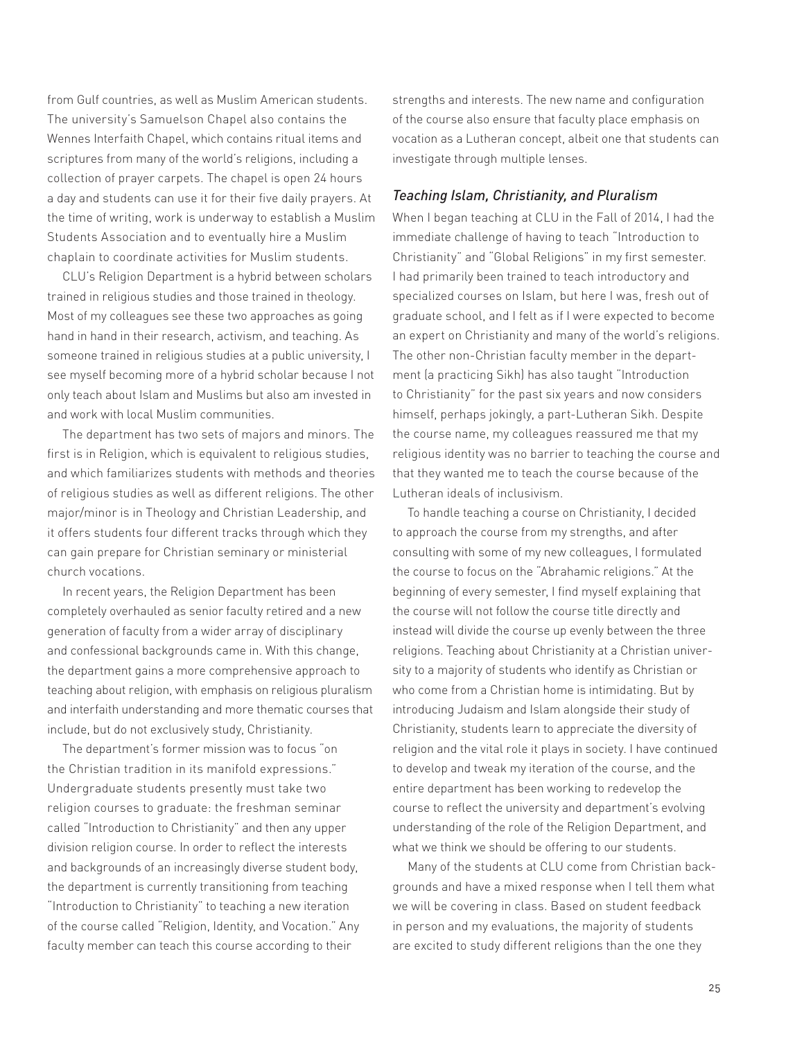from Gulf countries, as well as Muslim American students. The university's Samuelson Chapel also contains the Wennes Interfaith Chapel, which contains ritual items and scriptures from many of the world's religions, including a collection of prayer carpets. The chapel is open 24 hours a day and students can use it for their five daily prayers. At the time of writing, work is underway to establish a Muslim Students Association and to eventually hire a Muslim chaplain to coordinate activities for Muslim students.

CLU's Religion Department is a hybrid between scholars trained in religious studies and those trained in theology. Most of my colleagues see these two approaches as going hand in hand in their research, activism, and teaching. As someone trained in religious studies at a public university, I see myself becoming more of a hybrid scholar because I not only teach about Islam and Muslims but also am invested in and work with local Muslim communities.

The department has two sets of majors and minors. The first is in Religion, which is equivalent to religious studies, and which familiarizes students with methods and theories of religious studies as well as different religions. The other major/minor is in Theology and Christian Leadership, and it offers students four different tracks through which they can gain prepare for Christian seminary or ministerial church vocations.

In recent years, the Religion Department has been completely overhauled as senior faculty retired and a new generation of faculty from a wider array of disciplinary and confessional backgrounds came in. With this change, the department gains a more comprehensive approach to teaching about religion, with emphasis on religious pluralism and interfaith understanding and more thematic courses that include, but do not exclusively study, Christianity.

The department's former mission was to focus "on the Christian tradition in its manifold expressions." Undergraduate students presently must take two religion courses to graduate: the freshman seminar called "Introduction to Christianity" and then any upper division religion course. In order to reflect the interests and backgrounds of an increasingly diverse student body, the department is currently transitioning from teaching "Introduction to Christianity" to teaching a new iteration of the course called "Religion, Identity, and Vocation." Any faculty member can teach this course according to their strengths and interests. The new name and configuration of the course also ensure that faculty place emphasis on vocation as a Lutheran concept, albeit one that students can investigate through multiple lenses.

### *Teaching Islam, Christianity, and Pluralism*

When I began teaching at CLU in the Fall of 2014, I had the immediate challenge of having to teach "Introduction to Christianity" and "Global Religions" in my first semester. I had primarily been trained to teach introductory and specialized courses on Islam, but here I was, fresh out of graduate school, and I felt as if I were expected to become an expert on Christianity and many of the world's religions. The other non-Christian faculty member in the department (a practicing Sikh) has also taught "Introduction to Christianity" for the past six years and now considers himself, perhaps jokingly, a part-Lutheran Sikh. Despite the course name, my colleagues reassured me that my religious identity was no barrier to teaching the course and that they wanted me to teach the course because of the Lutheran ideals of inclusivism.

To handle teaching a course on Christianity, I decided to approach the course from my strengths, and after consulting with some of my new colleagues, I formulated the course to focus on the "Abrahamic religions." At the beginning of every semester, I find myself explaining that the course will not follow the course title directly and instead will divide the course up evenly between the three religions. Teaching about Christianity at a Christian university to a majority of students who identify as Christian or who come from a Christian home is intimidating. But by introducing Judaism and Islam alongside their study of Christianity, students learn to appreciate the diversity of religion and the vital role it plays in society. I have continued to develop and tweak my iteration of the course, and the entire department has been working to redevelop the course to reflect the university and department's evolving understanding of the role of the Religion Department, and what we think we should be offering to our students.

Many of the students at CLU come from Christian backgrounds and have a mixed response when I tell them what we will be covering in class. Based on student feedback in person and my evaluations, the majority of students are excited to study different religions than the one they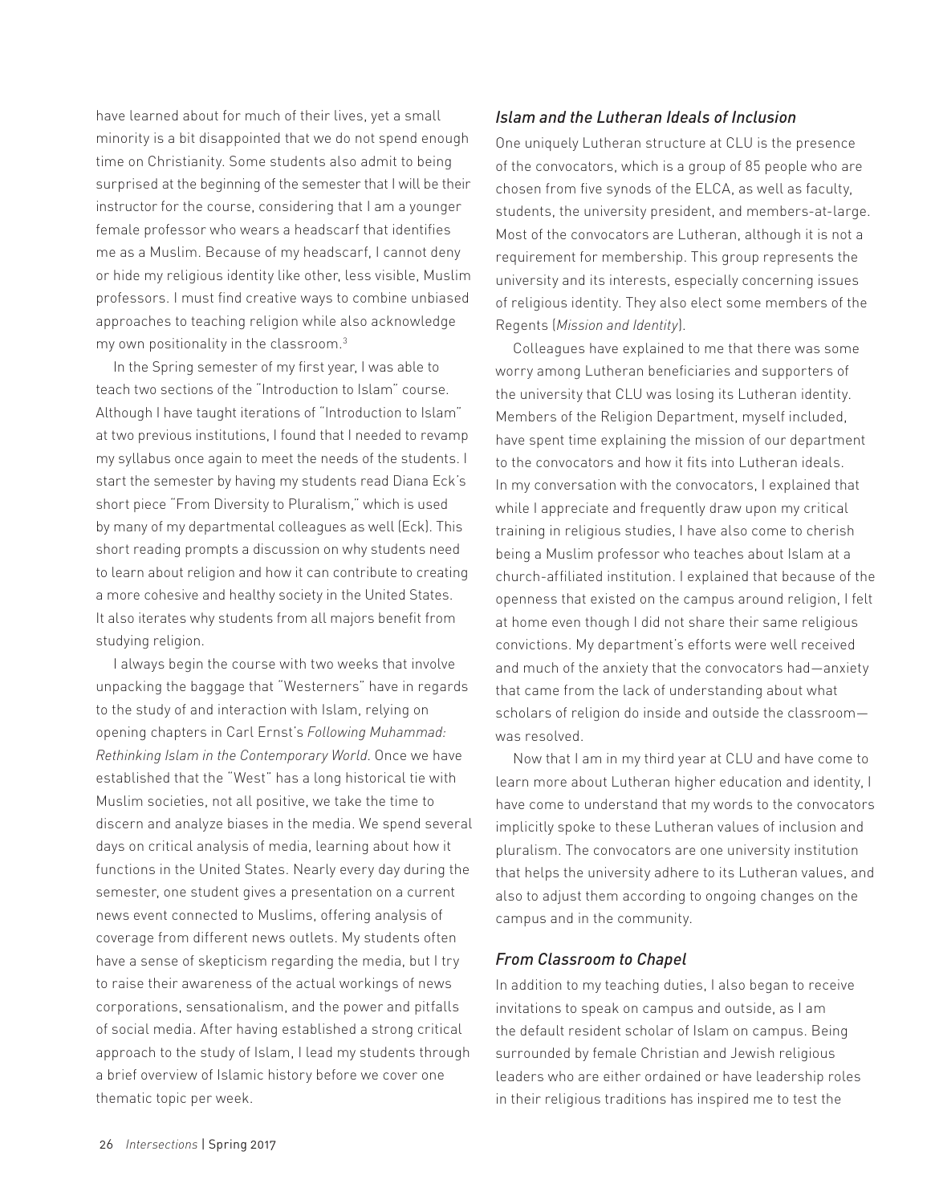have learned about for much of their lives, yet a small minority is a bit disappointed that we do not spend enough time on Christianity. Some students also admit to being surprised at the beginning of the semester that I will be their instructor for the course, considering that I am a younger female professor who wears a headscarf that identifies me as a Muslim. Because of my headscarf, I cannot deny or hide my religious identity like other, less visible, Muslim professors. I must find creative ways to combine unbiased approaches to teaching religion while also acknowledge my own positionality in the classroom.[3]

In the Spring semester of my first year, I was able to teach two sections of the "Introduction to Islam" course. Although I have taught iterations of "Introduction to Islam" at two previous institutions, I found that I needed to revamp my syllabus once again to meet the needs of the students. I start the semester by having my students read Diana Eck's short piece "From Diversity to Pluralism," which is used by many of my departmental colleagues as well (Eck). This short reading prompts a discussion on why students need to learn about religion and how it can contribute to creating a more cohesive and healthy society in the United States. It also iterates why students from all majors benefit from studying religion.

I always begin the course with two weeks that involve unpacking the baggage that "Westerners" have in regards to the study of and interaction with Islam, relying on opening chapters in Carl Ernst's *Following Muhammad: Rethinking Islam in the Contemporary World*. Once we have established that the "West" has a long historical tie with Muslim societies, not all positive, we take the time to discern and analyze biases in the media. We spend several days on critical analysis of media, learning about how it functions in the United States. Nearly every day during the semester, one student gives a presentation on a current news event connected to Muslims, offering analysis of coverage from different news outlets. My students often have a sense of skepticism regarding the media, but I try to raise their awareness of the actual workings of news corporations, sensationalism, and the power and pitfalls of social media. After having established a strong critical approach to the study of Islam, I lead my students through a brief overview of Islamic history before we cover one thematic topic per week.

### *Islam and the Lutheran Ideals of Inclusion*

One uniquely Lutheran structure at CLU is the presence of the convocators, which is a group of 85 people who are chosen from five synods of the ELCA, as well as faculty, students, the university president, and members-at-large. Most of the convocators are Lutheran, although it is not a requirement for membership. This group represents the university and its interests, especially concerning issues of religious identity. They also elect some members of the Regents (*Mission and Identity*).

Colleagues have explained to me that there was some worry among Lutheran beneficiaries and supporters of the university that CLU was losing its Lutheran identity. Members of the Religion Department, myself included, have spent time explaining the mission of our department to the convocators and how it fits into Lutheran ideals. In my conversation with the convocators, I explained that while I appreciate and frequently draw upon my critical training in religious studies, I have also come to cherish being a Muslim professor who teaches about Islam at a church-affiliated institution. I explained that because of the openness that existed on the campus around religion, I felt at home even though I did not share their same religious convictions. My department's efforts were well received and much of the anxiety that the convocators had—anxiety that came from the lack of understanding about what scholars of religion do inside and outside the classroom—was resolved.

Now that I am in my third year at CLU and have come to learn more about Lutheran higher education and identity, I have come to understand that my words to the convocators implicitly spoke to these Lutheran values of inclusion and pluralism. The convocators are one university institution that helps the university adhere to its Lutheran values, and also to adjust them according to ongoing changes on the campus and in the community.

### *From Classroom to Chapel*

In addition to my teaching duties, I also began to receive invitations to speak on campus and outside, as I am the default resident scholar of Islam on campus. Being surrounded by female Christian and Jewish religious leaders who are either ordained or have leadership roles in their religious traditions has inspired me to test the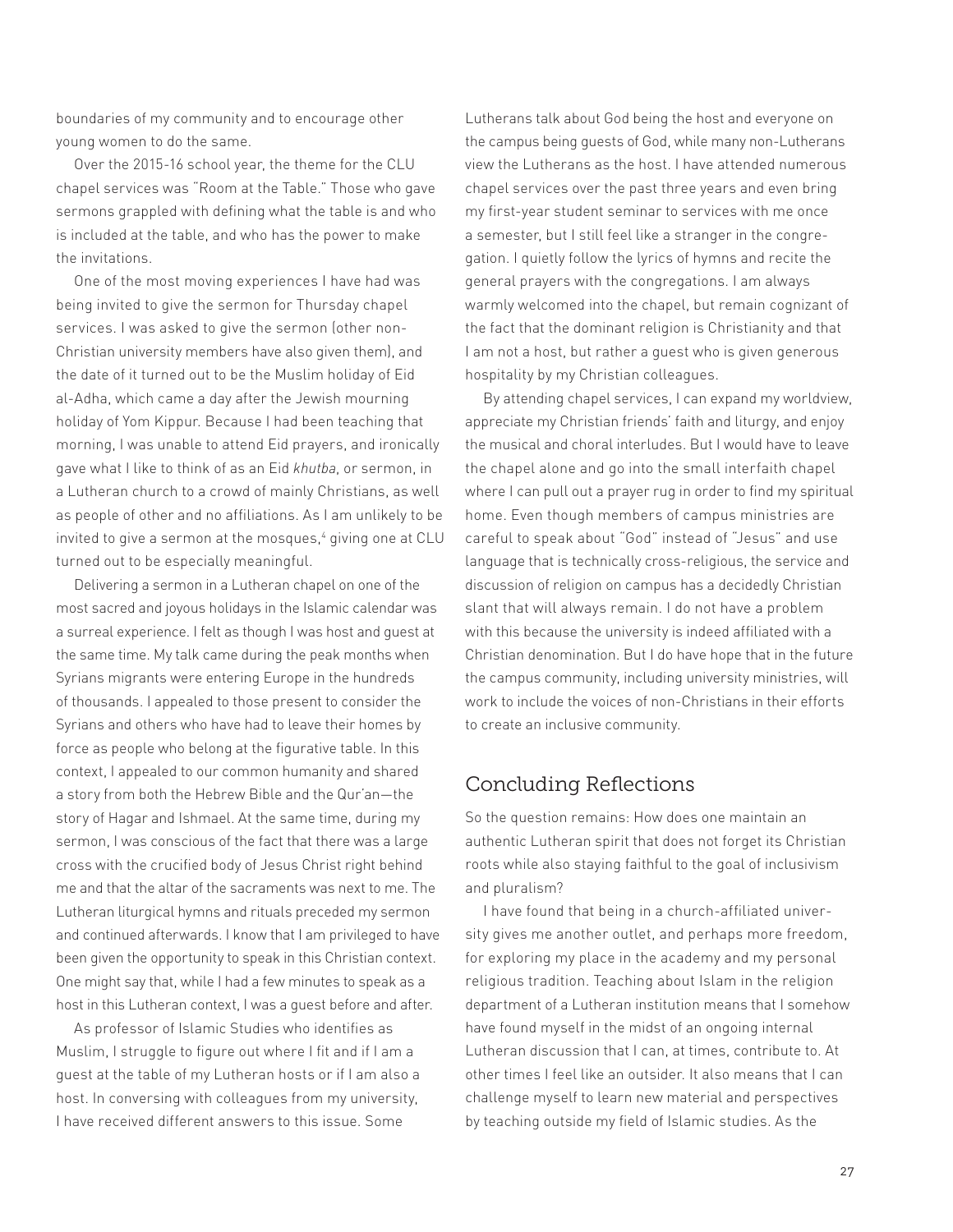boundaries of my community and to encourage other young women to do the same.

Over the 2015-16 school year, the theme for the CLU chapel services was "Room at the Table." Those who gave sermons grappled with defining what the table is and who is included at the table, and who has the power to make the invitations.

One of the most moving experiences I have had was being invited to give the sermon for Thursday chapel services. I was asked to give the sermon (other non-Christian university members have also given them), and the date of it turned out to be the Muslim holiday of Eid al-Adha, which came a day after the Jewish mourning holiday of Yom Kippur. Because I had been teaching that morning, I was unable to attend Eid prayers, and ironically gave what I like to think of as an Eid *khutba*, or sermon, in a Lutheran church to a crowd of mainly Christians, as well as people of other and no affiliations. As I am unlikely to be invited to give a sermon at the mosques,[4] giving one at CLU turned out to be especially meaningful.

Delivering a sermon in a Lutheran chapel on one of the most sacred and joyous holidays in the Islamic calendar was a surreal experience. I felt as though I was host and guest at the same time. My talk came during the peak months when Syrians migrants were entering Europe in the hundreds of thousands. I appealed to those present to consider the Syrians and others who have had to leave their homes by force as people who belong at the figurative table. In this context, I appealed to our common humanity and shared a story from both the Hebrew Bible and the Qur'an—the story of Hagar and Ishmael. At the same time, during my sermon, I was conscious of the fact that there was a large cross with the crucified body of Jesus Christ right behind me and that the altar of the sacraments was next to me. The Lutheran liturgical hymns and rituals preceded my sermon and continued afterwards. I know that I am privileged to have been given the opportunity to speak in this Christian context. One might say that, while I had a few minutes to speak as a host in this Lutheran context, I was a guest before and after.

As professor of Islamic Studies who identifies as Muslim, I struggle to figure out where I fit and if I am a guest at the table of my Lutheran hosts or if I am also a host. In conversing with colleagues from my university, I have received different answers to this issue. Some Lutherans talk about God being the host and everyone on the campus being guests of God, while many non-Lutherans view the Lutherans as the host. I have attended numerous chapel services over the past three years and even bring my first-year student seminar to services with me once a semester, but I still feel like a stranger in the congregation. I quietly follow the lyrics of hymns and recite the general prayers with the congregations. I am always warmly welcomed into the chapel, but remain cognizant of the fact that the dominant religion is Christianity and that I am not a host, but rather a guest who is given generous hospitality by my Christian colleagues.

By attending chapel services, I can expand my worldview, appreciate my Christian friends' faith and liturgy, and enjoy the musical and choral interludes. But I would have to leave the chapel alone and go into the small interfaith chapel where I can pull out a prayer rug in order to find my spiritual home. Even though members of campus ministries are careful to speak about "God" instead of "Jesus" and use language that is technically cross-religious, the service and discussion of religion on campus has a decidedly Christian slant that will always remain. I do not have a problem with this because the university is indeed affiliated with a Christian denomination. But I do have hope that in the future the campus community, including university ministries, will work to include the voices of non-Christians in their efforts to create an inclusive community.

## Concluding Reflections

So the question remains: How does one maintain an authentic Lutheran spirit that does not forget its Christian roots while also staying faithful to the goal of inclusivism and pluralism?

I have found that being in a church-affiliated university gives me another outlet, and perhaps more freedom, for exploring my place in the academy and my personal religious tradition. Teaching about Islam in the religion department of a Lutheran institution means that I somehow have found myself in the midst of an ongoing internal Lutheran discussion that I can, at times, contribute to. At other times I feel like an outsider. It also means that I can challenge myself to learn new material and perspectives by teaching outside my field of Islamic studies. As the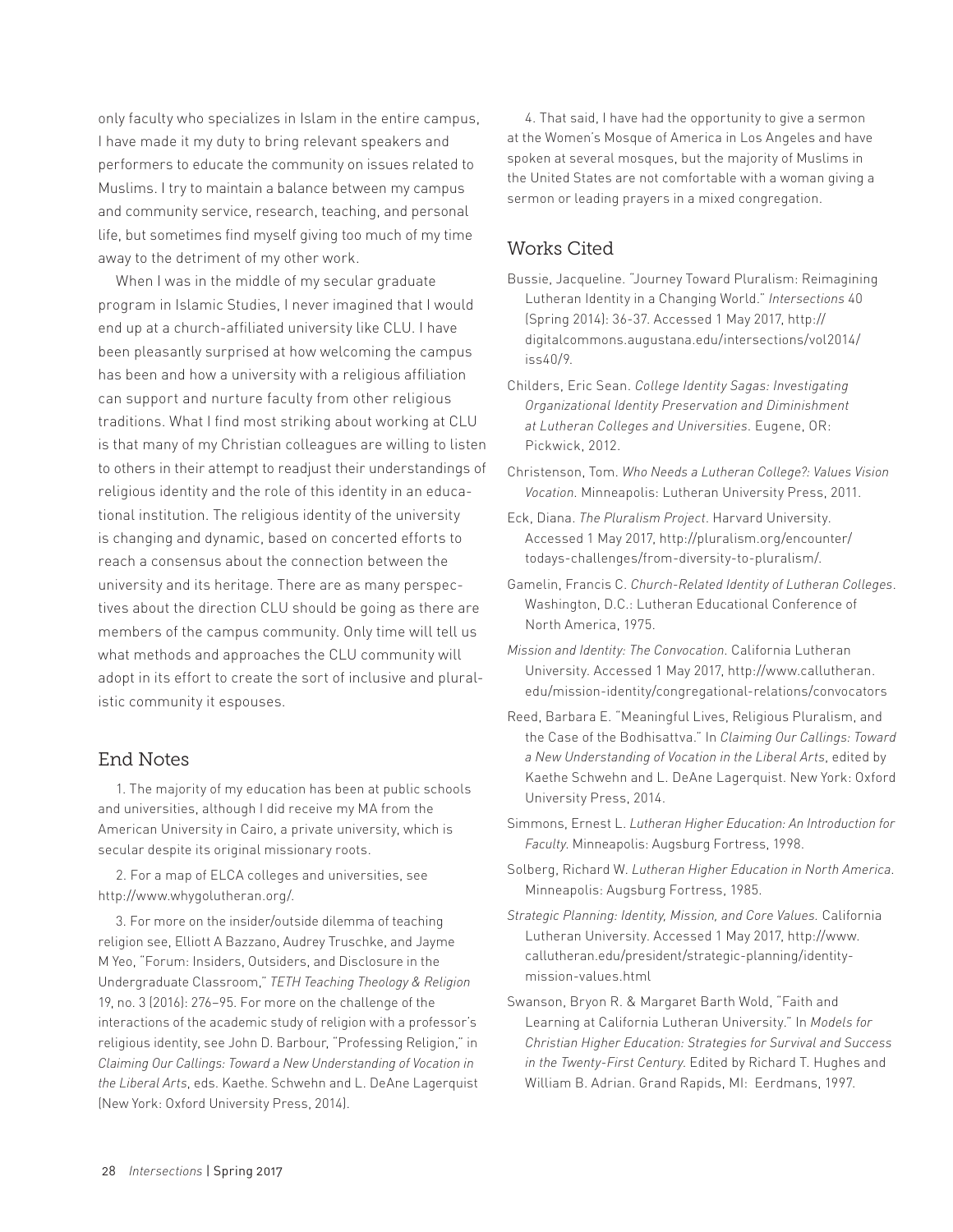only faculty who specializes in Islam in the entire campus, I have made it my duty to bring relevant speakers and performers to educate the community on issues related to Muslims. I try to maintain a balance between my campus and community service, research, teaching, and personal life, but sometimes find myself giving too much of my time away to the detriment of my other work.

When I was in the middle of my secular graduate program in Islamic Studies, I never imagined that I would end up at a church-affiliated university like CLU. I have been pleasantly surprised at how welcoming the campus has been and how a university with a religious affiliation can support and nurture faculty from other religious traditions. What I find most striking about working at CLU is that many of my Christian colleagues are willing to listen to others in their attempt to readjust their understandings of religious identity and the role of this identity in an educational institution. The religious identity of the university is changing and dynamic, based on concerted efforts to reach a consensus about the connection between the university and its heritage. There are as many perspectives about the direction CLU should be going as there are members of the campus community. Only time will tell us what methods and approaches the CLU community will adopt in its effort to create the sort of inclusive and pluralistic community it espouses.

## End Notes

1. The majority of my education has been at public schools and universities, although I did receive my MA from the American University in Cairo, a private university, which is secular despite its original missionary roots.

2. For a map of ELCA colleges and universities, see http://www.whygolutheran.org/.

3. For more on the insider/outside dilemma of teaching religion see, Elliott A Bazzano, Audrey Truschke, and Jayme M Yeo, "Forum: Insiders, Outsiders, and Disclosure in the Undergraduate Classroom," *TETH Teaching Theology & Religion* 19, no. 3 (2016): 276–95. For more on the challenge of the interactions of the academic study of religion with a professor's religious identity, see John D. Barbour, "Professing Religion," in *Claiming Our Callings: Toward a New Understanding of Vocation in the Liberal Arts*, eds. Kaethe. Schwehn and L. DeAne Lagerquist (New York: Oxford University Press, 2014).

4. That said, I have had the opportunity to give a sermon at the Women's Mosque of America in Los Angeles and have spoken at several mosques, but the majority of Muslims in the United States are not comfortable with a woman giving a sermon or leading prayers in a mixed congregation.

## Works Cited

Bussie, Jacqueline. "Journey Toward Pluralism: Reimagining Lutheran Identity in a Changing World." *Intersections* 40 (Spring 2014): 36-37. Accessed 1 May 2017, http://digitalcommons.augustana.edu/intersections/vol2014/iss40/9.

Childers, Eric Sean. *College Identity Sagas: Investigating Organizational Identity Preservation and Diminishment at Lutheran Colleges and Universities.* Eugene, OR: Pickwick, 2012.

Christenson, Tom. *Who Needs a Lutheran College?: Values Vision Vocation.* Minneapolis: Lutheran University Press, 2011.

Eck, Diana. *The Pluralism Project*. Harvard University. Accessed 1 May 2017, http://pluralism.org/encounter/todays-challenges/from-diversity-to-pluralism/.

Gamelin, Francis C. *Church-Related Identity of Lutheran Colleges*. Washington, D.C.: Lutheran Educational Conference of North America, 1975.

*Mission and Identity: The Convocation.* California Lutheran University. Accessed 1 May 2017, http://www.callutheran.edu/mission-identity/congregational-relations/convocators

Reed, Barbara E. "Meaningful Lives, Religious Pluralism, and the Case of the Bodhisattva." In *Claiming Our Callings: Toward a New Understanding of Vocation in the Liberal Arts*, edited by Kaethe Schwehn and L. DeAne Lagerquist. New York: Oxford University Press, 2014.

Simmons, Ernest L. *Lutheran Higher Education: An Introduction for Faculty.* Minneapolis: Augsburg Fortress, 1998.

Solberg, Richard W. *Lutheran Higher Education in North America.* Minneapolis: Augsburg Fortress, 1985.

*Strategic Planning: Identity, Mission, and Core Values.* California Lutheran University. Accessed 1 May 2017, http://www.callutheran.edu/president/strategic-planning/identity-mission-values.html

Swanson, Bryon R. & Margaret Barth Wold, "Faith and Learning at California Lutheran University." In *Models for Christian Higher Education: Strategies for Survival and Success in the Twenty-First Century.* Edited by Richard T. Hughes and William B. Adrian. Grand Rapids, MI: Eerdmans, 1997.